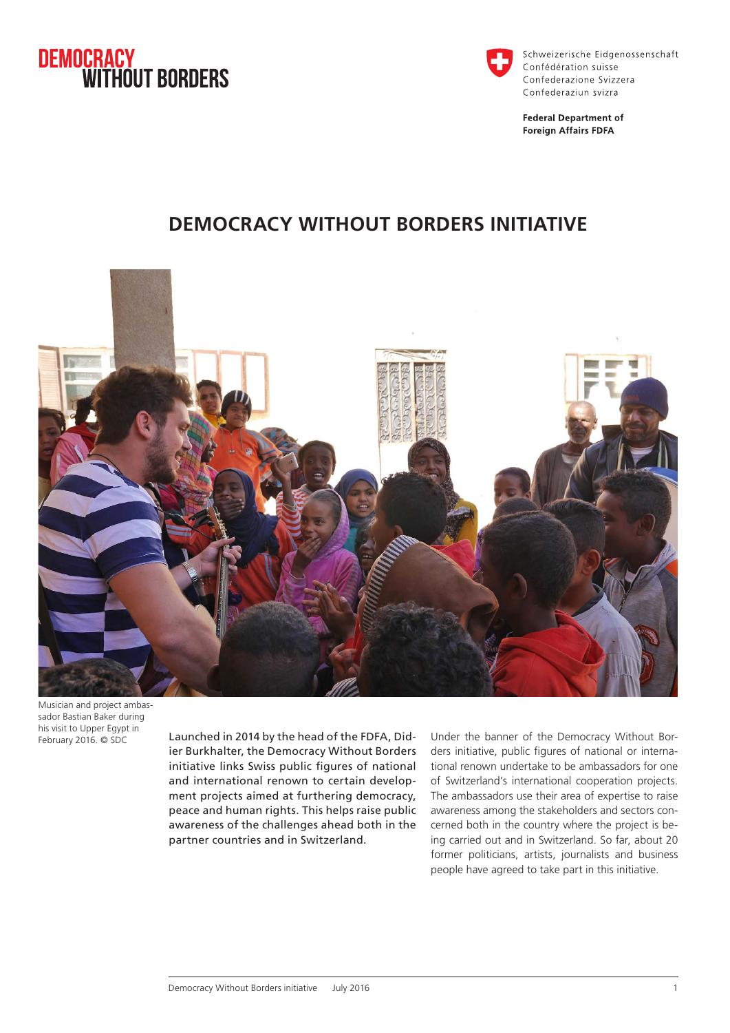DEMOCRACY WITHOUT BORDERS

Schweizerische Eidgenossenschaft
Confédération suisse
Confederazione Svizzera
Confederaziun svizra

**Federal Department of Foreign Affairs FDFA**

# DEMOCRACY WITHOUT BORDERS INITIATIVE

Musician and project ambassador Bastian Baker during his visit to Upper Egypt in February 2016. © SDC

Launched in 2014 by the head of the FDFA, Didier Burkhalter, the Democracy Without Borders initiative links Swiss public figures of national and international renown to certain development projects aimed at furthering democracy, peace and human rights. This helps raise public awareness of the challenges ahead both in the partner countries and in Switzerland.

Under the banner of the Democracy Without Borders initiative, public figures of national or international renown undertake to be ambassadors for one of Switzerland's international cooperation projects. The ambassadors use their area of expertise to raise awareness among the stakeholders and sectors concerned both in the country where the project is being carried out and in Switzerland. So far, about 20 former politicians, artists, journalists and business people have agreed to take part in this initiative.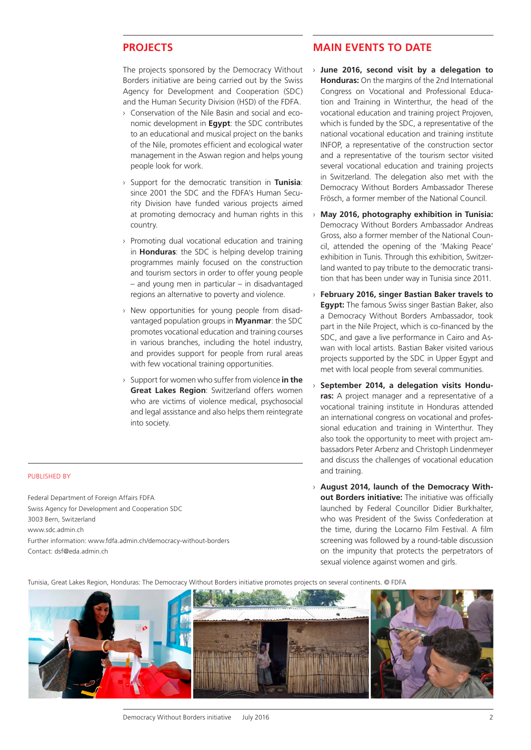## PROJECTS

The projects sponsored by the Democracy Without Borders initiative are being carried out by the Swiss Agency for Development and Cooperation (SDC) and the Human Security Division (HSD) of the FDFA.

- Conservation of the Nile Basin and social and economic development in **Egypt**: the SDC contributes to an educational and musical project on the banks of the Nile, promotes efficient and ecological water management in the Aswan region and helps young people look for work.
- Support for the democratic transition in **Tunisia**: since 2001 the SDC and the FDFA's Human Security Division have funded various projects aimed at promoting democracy and human rights in this country.
- Promoting dual vocational education and training in **Honduras**: the SDC is helping develop training programmes mainly focused on the construction and tourism sectors in order to offer young people – and young men in particular – in disadvantaged regions an alternative to poverty and violence.
- New opportunities for young people from disadvantaged population groups in **Myanmar**: the SDC promotes vocational education and training courses in various branches, including the hotel industry, and provides support for people from rural areas with few vocational training opportunities.
- Support for women who suffer from violence **in the Great Lakes Region**: Switzerland offers women who are victims of violence medical, psychosocial and legal assistance and also helps them reintegrate into society.

## MAIN EVENTS TO DATE

- **June 2016, second visit by a delegation to Honduras:** On the margins of the 2nd International Congress on Vocational and Professional Education and Training in Winterthur, the head of the vocational education and training project Projoven, which is funded by the SDC, a representative of the national vocational education and training institute INFOP, a representative of the construction sector and a representative of the tourism sector visited several vocational education and training projects in Switzerland. The delegation also met with the Democracy Without Borders Ambassador Therese Frösch, a former member of the National Council.
- **May 2016, photography exhibition in Tunisia:** Democracy Without Borders Ambassador Andreas Gross, also a former member of the National Council, attended the opening of the 'Making Peace' exhibition in Tunis. Through this exhibition, Switzerland wanted to pay tribute to the democratic transition that has been under way in Tunisia since 2011.
- **February 2016, singer Bastian Baker travels to Egypt:** The famous Swiss singer Bastian Baker, also a Democracy Without Borders Ambassador, took part in the Nile Project, which is co-financed by the SDC, and gave a live performance in Cairo and Aswan with local artists. Bastian Baker visited various projects supported by the SDC in Upper Egypt and met with local people from several communities.
- **September 2014, a delegation visits Honduras:** A project manager and a representative of a vocational training institute in Honduras attended an international congress on vocational and professional education and training in Winterthur. They also took the opportunity to meet with project ambassadors Peter Arbenz and Christoph Lindenmeyer and discuss the challenges of vocational education and training.
- **August 2014, launch of the Democracy Without Borders initiative:** The initiative was officially launched by Federal Councillor Didier Burkhalter, who was President of the Swiss Confederation at the time, during the Locarno Film Festival. A film screening was followed by a round-table discussion on the impunity that protects the perpetrators of sexual violence against women and girls.

PUBLISHED BY

Federal Department of Foreign Affairs FDFA
Swiss Agency for Development and Cooperation SDC
3003 Bern, Switzerland
www.sdc.admin.ch
Further information: www.fdfa.admin.ch/democracy-without-borders
Contact: dsf@eda.admin.ch

Tunisia, Great Lakes Region, Honduras: The Democracy Without Borders initiative promotes projects on several continents. © FDFA